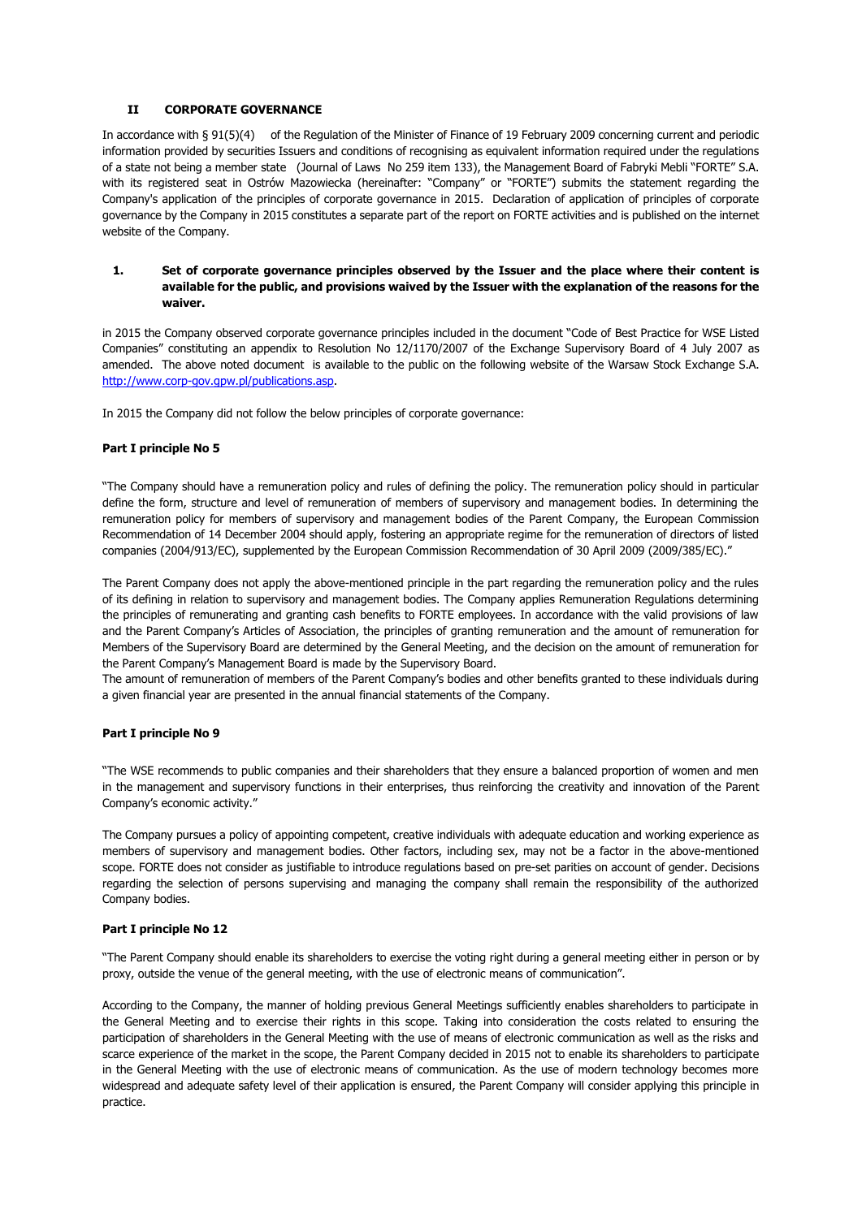## II CORPORATE GOVERNANCE

In accordance with § 91(5)(4) of the Regulation of the Minister of Finance of 19 February 2009 concerning current and periodic information provided by securities Issuers and conditions of recognising as equivalent information required under the regulations of a state not being a member state (Journal of Laws No 259 item 133), the Management Board of Fabryki Mebli "FORTE" S.A. with its registered seat in Ostrów Mazowiecka (hereinafter: "Company" or "FORTE") submits the statement regarding the Company's application of the principles of corporate governance in 2015. Declaration of application of principles of corporate governance by the Company in 2015 constitutes a separate part of the report on FORTE activities and is published on the internet website of the Company.

### 1. Set of corporate governance principles observed by the Issuer and the place where their content is available for the public, and provisions waived by the Issuer with the explanation of the reasons for the waiver.

in 2015 the Company observed corporate governance principles included in the document "Code of Best Practice for WSE Listed Companies" constituting an appendix to Resolution No 12/1170/2007 of the Exchange Supervisory Board of 4 July 2007 as amended. The above noted document is available to the public on the following website of the Warsaw Stock Exchange S.A. http://www.corp-gov.gpw.pl/publications.asp.

In 2015 the Company did not follow the below principles of corporate governance:

**Part I principle No 5**

"The Company should have a remuneration policy and rules of defining the policy. The remuneration policy should in particular define the form, structure and level of remuneration of members of supervisory and management bodies. In determining the remuneration policy for members of supervisory and management bodies of the Parent Company, the European Commission Recommendation of 14 December 2004 should apply, fostering an appropriate regime for the remuneration of directors of listed companies (2004/913/EC), supplemented by the European Commission Recommendation of 30 April 2009 (2009/385/EC)."

The Parent Company does not apply the above-mentioned principle in the part regarding the remuneration policy and the rules of its defining in relation to supervisory and management bodies. The Company applies Remuneration Regulations determining the principles of remunerating and granting cash benefits to FORTE employees. In accordance with the valid provisions of law and the Parent Company's Articles of Association, the principles of granting remuneration and the amount of remuneration for Members of the Supervisory Board are determined by the General Meeting, and the decision on the amount of remuneration for the Parent Company's Management Board is made by the Supervisory Board.
The amount of remuneration of members of the Parent Company's bodies and other benefits granted to these individuals during a given financial year are presented in the annual financial statements of the Company.

**Part I principle No 9**

"The WSE recommends to public companies and their shareholders that they ensure a balanced proportion of women and men in the management and supervisory functions in their enterprises, thus reinforcing the creativity and innovation of the Parent Company's economic activity."

The Company pursues a policy of appointing competent, creative individuals with adequate education and working experience as members of supervisory and management bodies. Other factors, including sex, may not be a factor in the above-mentioned scope. FORTE does not consider as justifiable to introduce regulations based on pre-set parities on account of gender. Decisions regarding the selection of persons supervising and managing the company shall remain the responsibility of the authorized Company bodies.

**Part I principle No 12**

"The Parent Company should enable its shareholders to exercise the voting right during a general meeting either in person or by proxy, outside the venue of the general meeting, with the use of electronic means of communication".

According to the Company, the manner of holding previous General Meetings sufficiently enables shareholders to participate in the General Meeting and to exercise their rights in this scope. Taking into consideration the costs related to ensuring the participation of shareholders in the General Meeting with the use of means of electronic communication as well as the risks and scarce experience of the market in the scope, the Parent Company decided in 2015 not to enable its shareholders to participate in the General Meeting with the use of electronic means of communication. As the use of modern technology becomes more widespread and adequate safety level of their application is ensured, the Parent Company will consider applying this principle in practice.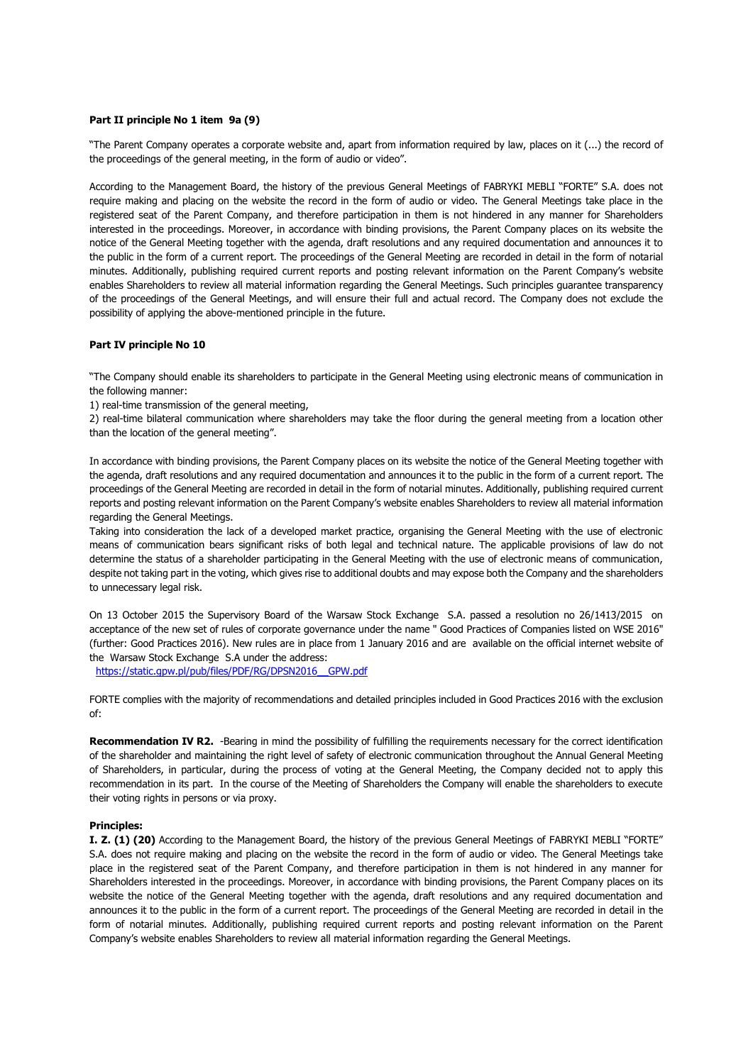**Part II principle No 1 item 9a (9)**

"The Parent Company operates a corporate website and, apart from information required by law, places on it (...) the record of the proceedings of the general meeting, in the form of audio or video".

According to the Management Board, the history of the previous General Meetings of FABRYKI MEBLI "FORTE" S.A. does not require making and placing on the website the record in the form of audio or video. The General Meetings take place in the registered seat of the Parent Company, and therefore participation in them is not hindered in any manner for Shareholders interested in the proceedings. Moreover, in accordance with binding provisions, the Parent Company places on its website the notice of the General Meeting together with the agenda, draft resolutions and any required documentation and announces it to the public in the form of a current report. The proceedings of the General Meeting are recorded in detail in the form of notarial minutes. Additionally, publishing required current reports and posting relevant information on the Parent Company's website enables Shareholders to review all material information regarding the General Meetings. Such principles guarantee transparency of the proceedings of the General Meetings, and will ensure their full and actual record. The Company does not exclude the possibility of applying the above-mentioned principle in the future.

**Part IV principle No 10**

"The Company should enable its shareholders to participate in the General Meeting using electronic means of communication in the following manner:
1) real-time transmission of the general meeting,
2) real-time bilateral communication where shareholders may take the floor during the general meeting from a location other than the location of the general meeting".

In accordance with binding provisions, the Parent Company places on its website the notice of the General Meeting together with the agenda, draft resolutions and any required documentation and announces it to the public in the form of a current report. The proceedings of the General Meeting are recorded in detail in the form of notarial minutes. Additionally, publishing required current reports and posting relevant information on the Parent Company's website enables Shareholders to review all material information regarding the General Meetings.
Taking into consideration the lack of a developed market practice, organising the General Meeting with the use of electronic means of communication bears significant risks of both legal and technical nature. The applicable provisions of law do not determine the status of a shareholder participating in the General Meeting with the use of electronic means of communication, despite not taking part in the voting, which gives rise to additional doubts and may expose both the Company and the shareholders to unnecessary legal risk.

On 13 October 2015 the Supervisory Board of the Warsaw Stock Exchange S.A. passed a resolution no 26/1413/2015 on acceptance of the new set of rules of corporate governance under the name " Good Practices of Companies listed on WSE 2016" (further: Good Practices 2016). New rules are in place from 1 January 2016 and are available on the official internet website of the Warsaw Stock Exchange S.A under the address:
https://static.gpw.pl/pub/files/PDF/RG/DPSN2016__GPW.pdf

FORTE complies with the majority of recommendations and detailed principles included in Good Practices 2016 with the exclusion of:

**Recommendation IV R2.** -Bearing in mind the possibility of fulfilling the requirements necessary for the correct identification of the shareholder and maintaining the right level of safety of electronic communication throughout the Annual General Meeting of Shareholders, in particular, during the process of voting at the General Meeting, the Company decided not to apply this recommendation in its part. In the course of the Meeting of Shareholders the Company will enable the shareholders to execute their voting rights in persons or via proxy.

**Principles:**

**I. Z. (1) (20)** According to the Management Board, the history of the previous General Meetings of FABRYKI MEBLI "FORTE" S.A. does not require making and placing on the website the record in the form of audio or video. The General Meetings take place in the registered seat of the Parent Company, and therefore participation in them is not hindered in any manner for Shareholders interested in the proceedings. Moreover, in accordance with binding provisions, the Parent Company places on its website the notice of the General Meeting together with the agenda, draft resolutions and any required documentation and announces it to the public in the form of a current report. The proceedings of the General Meeting are recorded in detail in the form of notarial minutes. Additionally, publishing required current reports and posting relevant information on the Parent Company's website enables Shareholders to review all material information regarding the General Meetings.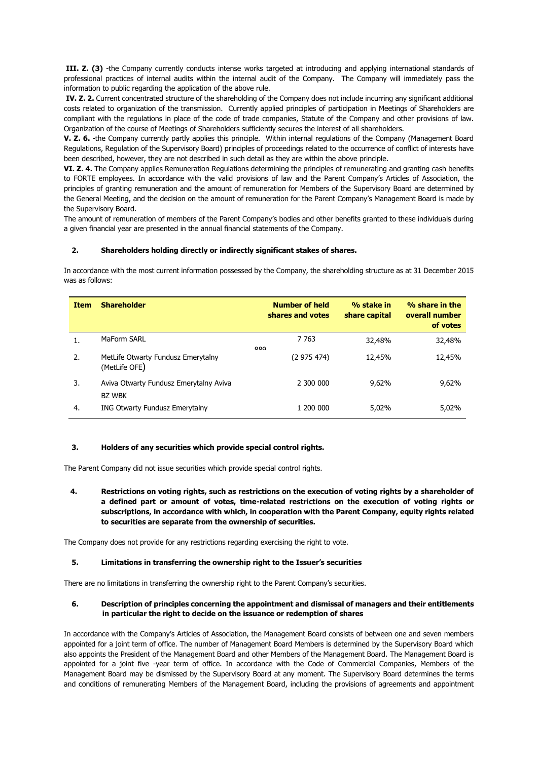**III. Z. (3)** -the Company currently conducts intense works targeted at introducing and applying international standards of professional practices of internal audits within the internal audit of the Company. The Company will immediately pass the information to public regarding the application of the above rule.

**IV. Z. 2.** Current concentrated structure of the shareholding of the Company does not include incurring any significant additional costs related to organization of the transmission. Currently applied principles of participation in Meetings of Shareholders are compliant with the regulations in place of the code of trade companies, Statute of the Company and other provisions of law. Organization of the course of Meetings of Shareholders sufficiently secures the interest of all shareholders.

**V. Z. 6.** -the Company currently partly applies this principle. Within internal regulations of the Company (Management Board Regulations, Regulation of the Supervisory Board) principles of proceedings related to the occurrence of conflict of interests have been described, however, they are not described in such detail as they are within the above principle.

**VI. Z. 4.** The Company applies Remuneration Regulations determining the principles of remunerating and granting cash benefits to FORTE employees. In accordance with the valid provisions of law and the Parent Company's Articles of Association, the principles of granting remuneration and the amount of remuneration for Members of the Supervisory Board are determined by the General Meeting, and the decision on the amount of remuneration for the Parent Company's Management Board is made by the Supervisory Board.

The amount of remuneration of members of the Parent Company's bodies and other benefits granted to these individuals during a given financial year are presented in the annual financial statements of the Company.

## 2. Shareholders holding directly or indirectly significant stakes of shares.

In accordance with the most current information possessed by the Company, the shareholding structure as at 31 December 2015 was as follows:

| Item | Shareholder | Number of held shares and votes | % stake in share capital | % share in the overall number of votes |
|---|---|---|---|---|
| 1. | MaForm SARL | 7 763 889 | 32,48% | 32,48% |
| 2. | MetLife Otwarty Fundusz Emerytalny (MetLife OFE) | (2 975 474) | 12,45% | 12,45% |
| 3. | Aviva Otwarty Fundusz Emerytalny Aviva BZ WBK | 2 300 000 | 9,62% | 9,62% |
| 4. | ING Otwarty Fundusz Emerytalny | 1 200 000 | 5,02% | 5,02% |

## 3. Holders of any securities which provide special control rights.

The Parent Company did not issue securities which provide special control rights.

## 4. Restrictions on voting rights, such as restrictions on the execution of voting rights by a shareholder of a defined part or amount of votes, time-related restrictions on the execution of voting rights or subscriptions, in accordance with which, in cooperation with the Parent Company, equity rights related to securities are separate from the ownership of securities.

The Company does not provide for any restrictions regarding exercising the right to vote.

## 5. Limitations in transferring the ownership right to the Issuer's securities

There are no limitations in transferring the ownership right to the Parent Company's securities.

## 6. Description of principles concerning the appointment and dismissal of managers and their entitlements in particular the right to decide on the issuance or redemption of shares

In accordance with the Company's Articles of Association, the Management Board consists of between one and seven members appointed for a joint term of office. The number of Management Board Members is determined by the Supervisory Board which also appoints the President of the Management Board and other Members of the Management Board. The Management Board is appointed for a joint five -year term of office. In accordance with the Code of Commercial Companies, Members of the Management Board may be dismissed by the Supervisory Board at any moment. The Supervisory Board determines the terms and conditions of remunerating Members of the Management Board, including the provisions of agreements and appointment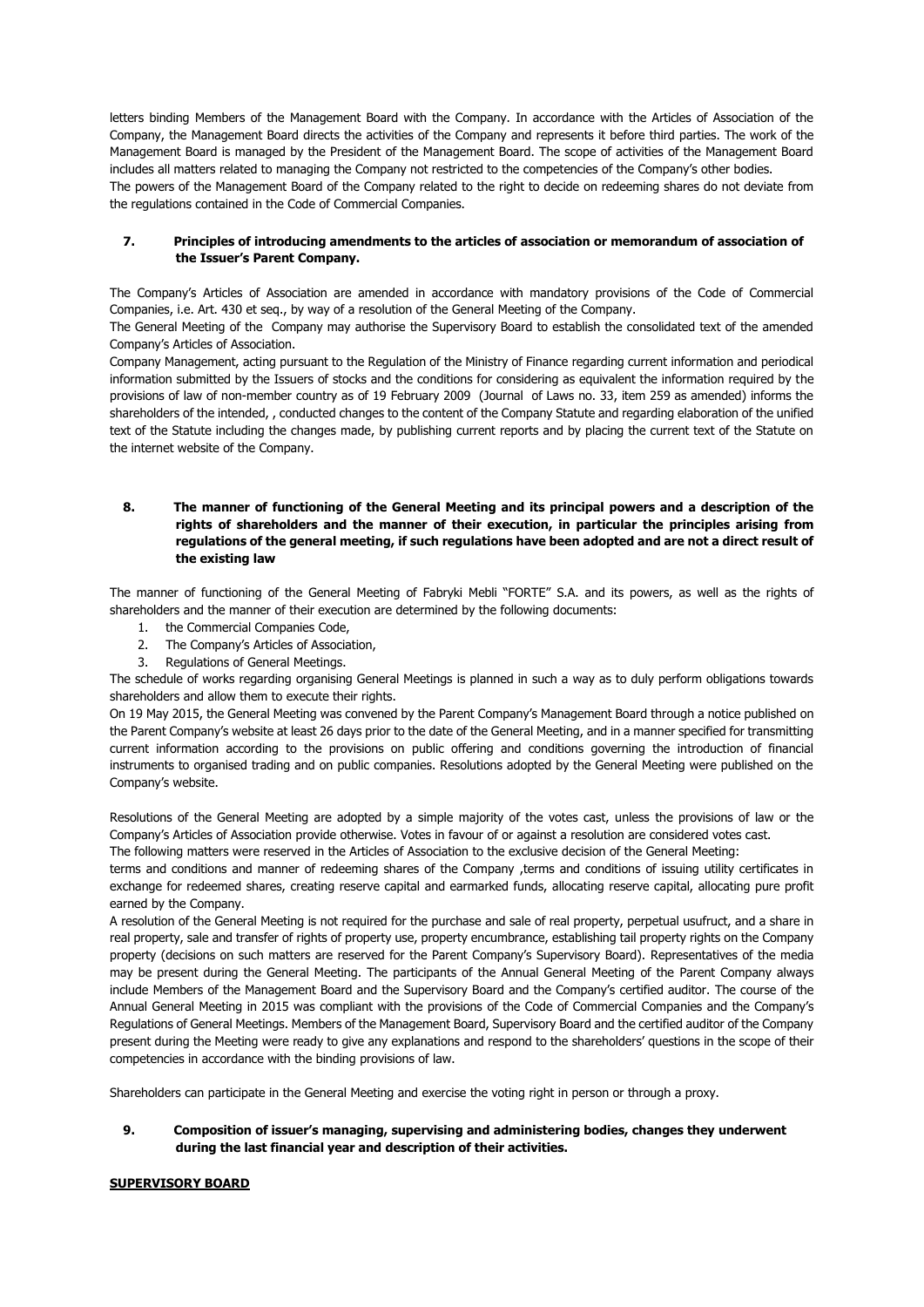letters binding Members of the Management Board with the Company. In accordance with the Articles of Association of the Company, the Management Board directs the activities of the Company and represents it before third parties. The work of the Management Board is managed by the President of the Management Board. The scope of activities of the Management Board includes all matters related to managing the Company not restricted to the competencies of the Company's other bodies.
The powers of the Management Board of the Company related to the right to decide on redeeming shares do not deviate from the regulations contained in the Code of Commercial Companies.

### 7. Principles of introducing amendments to the articles of association or memorandum of association of the Issuer's Parent Company.

The Company's Articles of Association are amended in accordance with mandatory provisions of the Code of Commercial Companies, i.e. Art. 430 et seq., by way of a resolution of the General Meeting of the Company.
The General Meeting of the Company may authorise the Supervisory Board to establish the consolidated text of the amended Company's Articles of Association.
Company Management, acting pursuant to the Regulation of the Ministry of Finance regarding current information and periodical information submitted by the Issuers of stocks and the conditions for considering as equivalent the information required by the provisions of law of non-member country as of 19 February 2009 (Journal of Laws no. 33, item 259 as amended) informs the shareholders of the intended, , conducted changes to the content of the Company Statute and regarding elaboration of the unified text of the Statute including the changes made, by publishing current reports and by placing the current text of the Statute on the internet website of the Company.

### 8. The manner of functioning of the General Meeting and its principal powers and a description of the rights of shareholders and the manner of their execution, in particular the principles arising from regulations of the general meeting, if such regulations have been adopted and are not a direct result of the existing law

The manner of functioning of the General Meeting of Fabryki Mebli "FORTE" S.A. and its powers, as well as the rights of shareholders and the manner of their execution are determined by the following documents:

1. the Commercial Companies Code,
2. The Company's Articles of Association,
3. Regulations of General Meetings.

The schedule of works regarding organising General Meetings is planned in such a way as to duly perform obligations towards shareholders and allow them to execute their rights.
On 19 May 2015, the General Meeting was convened by the Parent Company's Management Board through a notice published on the Parent Company's website at least 26 days prior to the date of the General Meeting, and in a manner specified for transmitting current information according to the provisions on public offering and conditions governing the introduction of financial instruments to organised trading and on public companies. Resolutions adopted by the General Meeting were published on the Company's website.

Resolutions of the General Meeting are adopted by a simple majority of the votes cast, unless the provisions of law or the Company's Articles of Association provide otherwise. Votes in favour of or against a resolution are considered votes cast.
The following matters were reserved in the Articles of Association to the exclusive decision of the General Meeting:
terms and conditions and manner of redeeming shares of the Company ,terms and conditions of issuing utility certificates in exchange for redeemed shares, creating reserve capital and earmarked funds, allocating reserve capital, allocating pure profit earned by the Company.
A resolution of the General Meeting is not required for the purchase and sale of real property, perpetual usufruct, and a share in real property, sale and transfer of rights of property use, property encumbrance, establishing tail property rights on the Company property (decisions on such matters are reserved for the Parent Company's Supervisory Board). Representatives of the media may be present during the General Meeting. The participants of the Annual General Meeting of the Parent Company always include Members of the Management Board and the Supervisory Board and the Company's certified auditor. The course of the Annual General Meeting in 2015 was compliant with the provisions of the Code of Commercial Companies and the Company's Regulations of General Meetings. Members of the Management Board, Supervisory Board and the certified auditor of the Company present during the Meeting were ready to give any explanations and respond to the shareholders' questions in the scope of their competencies in accordance with the binding provisions of law.

Shareholders can participate in the General Meeting and exercise the voting right in person or through a proxy.

### 9. Composition of issuer's managing, supervising and administering bodies, changes they underwent during the last financial year and description of their activities.

**SUPERVISORY BOARD**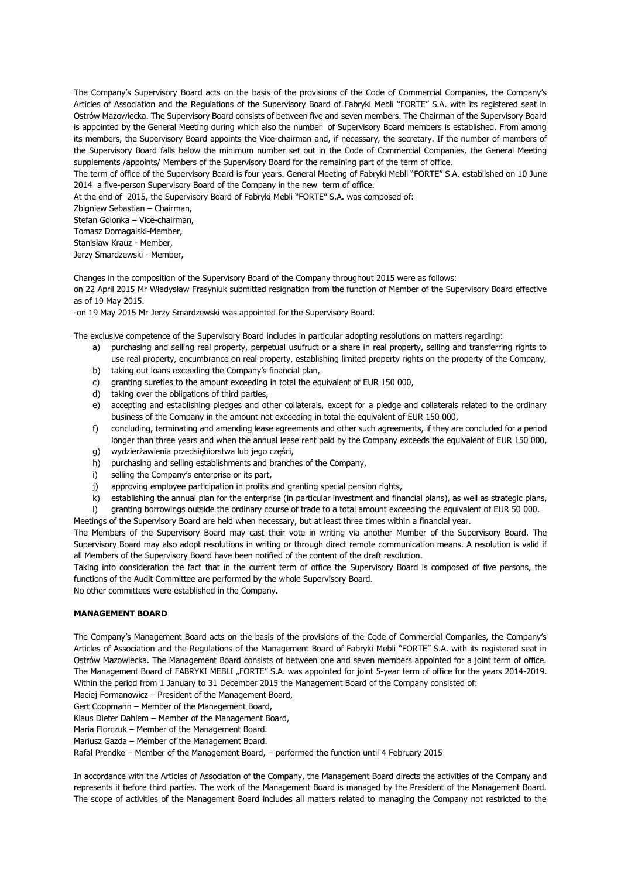The Company's Supervisory Board acts on the basis of the provisions of the Code of Commercial Companies, the Company's Articles of Association and the Regulations of the Supervisory Board of Fabryki Mebli "FORTE" S.A. with its registered seat in Ostrów Mazowiecka. The Supervisory Board consists of between five and seven members. The Chairman of the Supervisory Board is appointed by the General Meeting during which also the number of Supervisory Board members is established. From among its members, the Supervisory Board appoints the Vice-chairman and, if necessary, the secretary. If the number of members of the Supervisory Board falls below the minimum number set out in the Code of Commercial Companies, the General Meeting supplements /appoints/ Members of the Supervisory Board for the remaining part of the term of office.

The term of office of the Supervisory Board is four years. General Meeting of Fabryki Mebli "FORTE" S.A. established on 10 June 2014 a five-person Supervisory Board of the Company in the new term of office.

At the end of 2015, the Supervisory Board of Fabryki Mebli "FORTE" S.A. was composed of:

Zbigniew Sebastian – Chairman,
Stefan Golonka – Vice-chairman,
Tomasz Domagalski-Member,
Stanisław Krauz - Member,
Jerzy Smardzewski - Member,

Changes in the composition of the Supervisory Board of the Company throughout 2015 were as follows:

on 22 April 2015 Mr Władysław Frasyniuk submitted resignation from the function of Member of the Supervisory Board effective as of 19 May 2015.

-on 19 May 2015 Mr Jerzy Smardzewski was appointed for the Supervisory Board.

The exclusive competence of the Supervisory Board includes in particular adopting resolutions on matters regarding:

a) purchasing and selling real property, perpetual usufruct or a share in real property, selling and transferring rights to use real property, encumbrance on real property, establishing limited property rights on the property of the Company,
b) taking out loans exceeding the Company's financial plan,
c) granting sureties to the amount exceeding in total the equivalent of EUR 150 000,
d) taking over the obligations of third parties,
e) accepting and establishing pledges and other collaterals, except for a pledge and collaterals related to the ordinary business of the Company in the amount not exceeding in total the equivalent of EUR 150 000,
f) concluding, terminating and amending lease agreements and other such agreements, if they are concluded for a period longer than three years and when the annual lease rent paid by the Company exceeds the equivalent of EUR 150 000,
g) wydzierżawienia przedsiębiorstwa lub jego części,
h) purchasing and selling establishments and branches of the Company,
i) selling the Company's enterprise or its part,
j) approving employee participation in profits and granting special pension rights,
k) establishing the annual plan for the enterprise (in particular investment and financial plans), as well as strategic plans,
l) granting borrowings outside the ordinary course of trade to a total amount exceeding the equivalent of EUR 50 000.

Meetings of the Supervisory Board are held when necessary, but at least three times within a financial year.

The Members of the Supervisory Board may cast their vote in writing via another Member of the Supervisory Board. The Supervisory Board may also adopt resolutions in writing or through direct remote communication means. A resolution is valid if all Members of the Supervisory Board have been notified of the content of the draft resolution.

Taking into consideration the fact that in the current term of office the Supervisory Board is composed of five persons, the functions of the Audit Committee are performed by the whole Supervisory Board.

No other committees were established in the Company.

## MANAGEMENT BOARD

The Company's Management Board acts on the basis of the provisions of the Code of Commercial Companies, the Company's Articles of Association and the Regulations of the Management Board of Fabryki Mebli "FORTE" S.A. with its registered seat in Ostrów Mazowiecka. The Management Board consists of between one and seven members appointed for a joint term of office. The Management Board of FABRYKI MEBLI „FORTE" S.A. was appointed for joint 5-year term of office for the years 2014-2019.

Within the period from 1 January to 31 December 2015 the Management Board of the Company consisted of:

Maciej Formanowicz – President of the Management Board,
Gert Coopmann – Member of the Management Board,
Klaus Dieter Dahlem – Member of the Management Board,
Maria Florczuk – Member of the Management Board.
Mariusz Gazda – Member of the Management Board.
Rafał Prendke – Member of the Management Board, – performed the function until 4 February 2015

In accordance with the Articles of Association of the Company, the Management Board directs the activities of the Company and represents it before third parties. The work of the Management Board is managed by the President of the Management Board. The scope of activities of the Management Board includes all matters related to managing the Company not restricted to the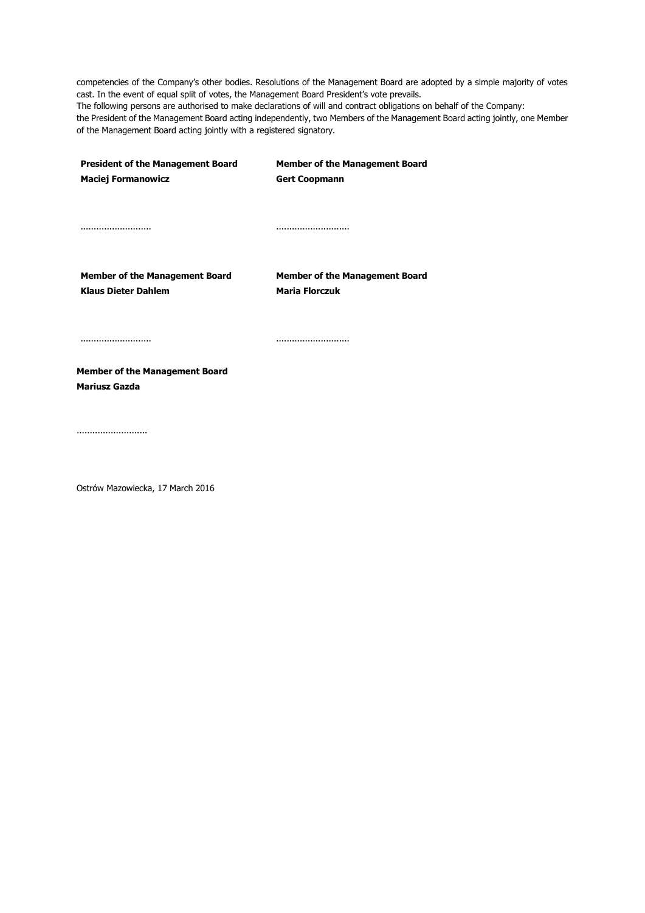competencies of the Company's other bodies. Resolutions of the Management Board are adopted by a simple majority of votes cast. In the event of equal split of votes, the Management Board President's vote prevails.

The following persons are authorised to make declarations of will and contract obligations on behalf of the Company:

the President of the Management Board acting independently, two Members of the Management Board acting jointly, one Member of the Management Board acting jointly with a registered signatory.

| | |
|---|---|
| **President of the Management Board**<br>**Maciej Formanowicz** | **Member of the Management Board**<br>**Gert Coopmann** |
| ……………………… | ……………………… |
| **Member of the Management Board**<br>**Klaus Dieter Dahlem** | **Member of the Management Board**<br>**Maria Florczuk** |
| ……………………… | ……………………… |

**Member of the Management Board**
**Mariusz Gazda**

………………………

Ostrów Mazowiecka, 17 March 2016